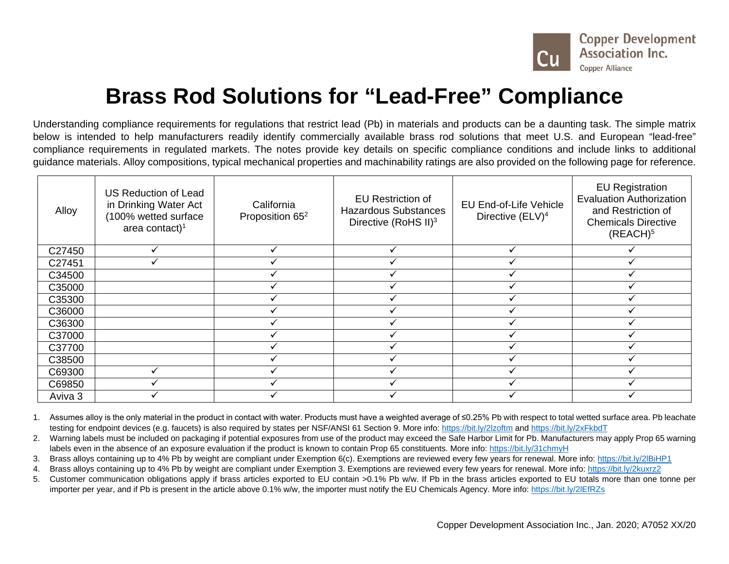Copper Development Association Inc.
Copper Alliance

# Brass Rod Solutions for "Lead-Free" Compliance

Understanding compliance requirements for regulations that restrict lead (Pb) in materials and products can be a daunting task. The simple matrix below is intended to help manufacturers readily identify commercially available brass rod solutions that meet U.S. and European "lead-free" compliance requirements in regulated markets. The notes provide key details on specific compliance conditions and include links to additional guidance materials. Alloy compositions, typical mechanical properties and machinability ratings are also provided on the following page for reference.

| Alloy | US Reduction of Lead in Drinking Water Act (100% wetted surface area contact)[1] | California Proposition 65[2] | EU Restriction of Hazardous Substances Directive (RoHS II)[3] | EU End-of-Life Vehicle Directive (ELV)[4] | EU Registration Evaluation Authorization and Restriction of Chemicals Directive (REACH)[5] |
|---|---|---|---|---|---|
| C27450 | ✓ | ✓ | ✓ | ✓ | ✓ |
| C27451 | ✓ | ✓ | ✓ | ✓ | ✓ |
| C34500 | | ✓ | ✓ | ✓ | ✓ |
| C35000 | | ✓ | ✓ | ✓ | ✓ |
| C35300 | | ✓ | ✓ | ✓ | ✓ |
| C36000 | | ✓ | ✓ | ✓ | ✓ |
| C36300 | | ✓ | ✓ | ✓ | ✓ |
| C37000 | | ✓ | ✓ | ✓ | ✓ |
| C37700 | | ✓ | ✓ | ✓ | ✓ |
| C38500 | | ✓ | ✓ | ✓ | ✓ |
| C69300 | ✓ | ✓ | ✓ | ✓ | ✓ |
| C69850 | ✓ | ✓ | ✓ | ✓ | ✓ |
| Aviva 3 | ✓ | ✓ | ✓ | ✓ | ✓ |

1. Assumes alloy is the only material in the product in contact with water. Products must have a weighted average of ≤0.25% Pb with respect to total wetted surface area. Pb leachate testing for endpoint devices (e.g. faucets) is also required by states per NSF/ANSI 61 Section 9. More info: https://bit.ly/2lzoftm and https://bit.ly/2xFkbdT
2. Warning labels must be included on packaging if potential exposures from use of the product may exceed the Safe Harbor Limit for Pb. Manufacturers may apply Prop 65 warning labels even in the absence of an exposure evaluation if the product is known to contain Prop 65 constituents. More info: https://bit.ly/31chmyH
3. Brass alloys containing up to 4% Pb by weight are compliant under Exemption 6(c). Exemptions are reviewed every few years for renewal. More info: https://bit.ly/2lBiHP1
4. Brass alloys containing up to 4% Pb by weight are compliant under Exemption 3. Exemptions are reviewed every few years for renewal. More info: https://bit.ly/2kuxrz2
5. Customer communication obligations apply if brass articles exported to EU contain >0.1% Pb w/w. If Pb in the brass articles exported to EU totals more than one tonne per importer per year, and if Pb is present in the article above 0.1% w/w, the importer must notify the EU Chemicals Agency. More info: https://bit.ly/2lEfRZs

Copper Development Association Inc., Jan. 2020; A7052 XX/20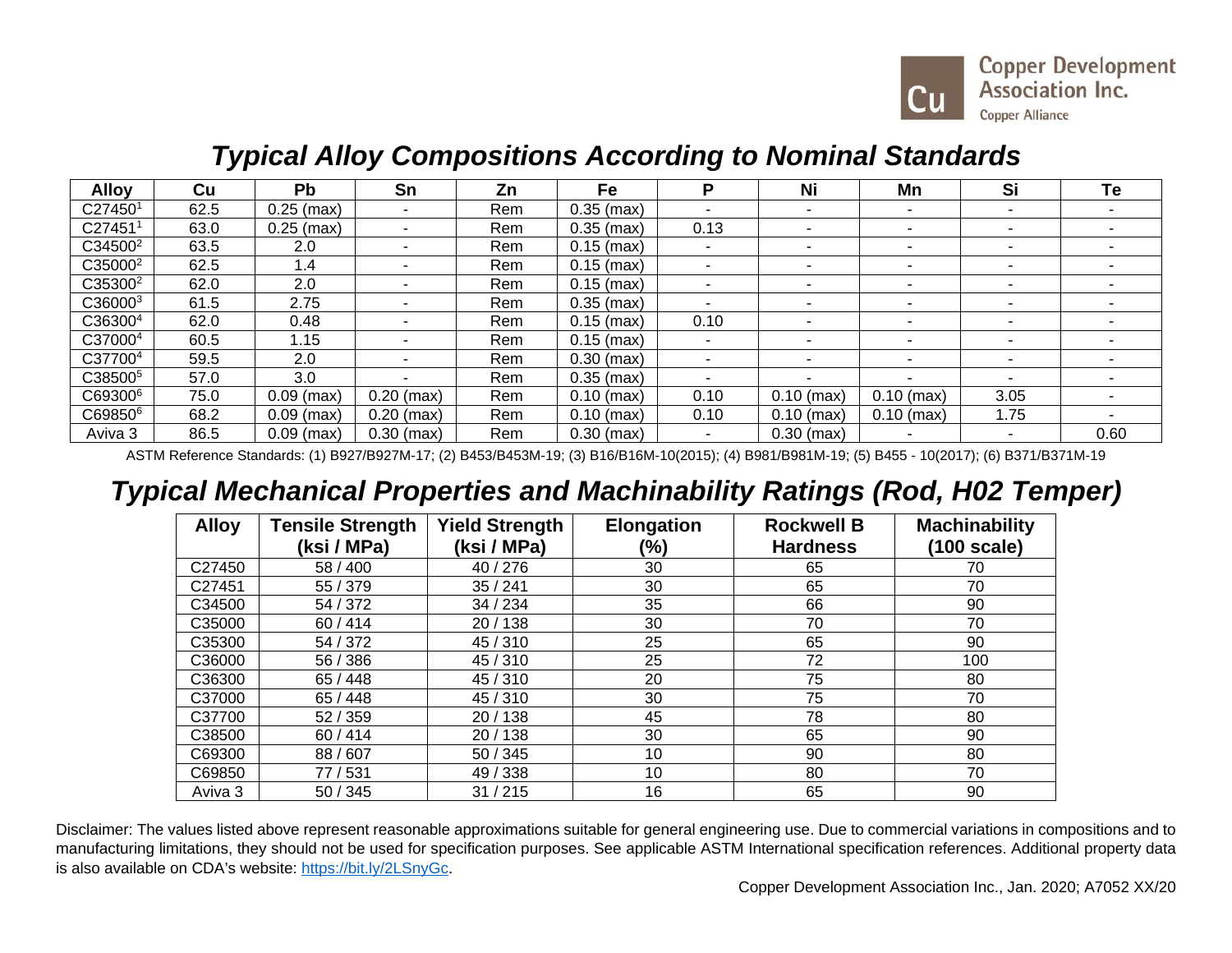Copper Development Association Inc.
Copper Alliance

## *Typical Alloy Compositions According to Nominal Standards*

| Alloy | Cu | Pb | Sn | Zn | Fe | P | Ni | Mn | Si | Te |
|---|---|---|---|---|---|---|---|---|---|---|
| C27450[1] | 62.5 | 0.25 (max) | - | Rem | 0.35 (max) | - | - | - | - | - |
| C27451[1] | 63.0 | 0.25 (max) | - | Rem | 0.35 (max) | 0.13 | - | - | - | - |
| C34500[2] | 63.5 | 2.0 | - | Rem | 0.15 (max) | - | - | - | - | - |
| C35000[2] | 62.5 | 1.4 | - | Rem | 0.15 (max) | - | - | - | - | - |
| C35300[2] | 62.0 | 2.0 | - | Rem | 0.15 (max) | - | - | - | - | - |
| C36000[3] | 61.5 | 2.75 | - | Rem | 0.35 (max) | - | - | - | - | - |
| C36300[4] | 62.0 | 0.48 | - | Rem | 0.15 (max) | 0.10 | - | - | - | - |
| C37000[4] | 60.5 | 1.15 | - | Rem | 0.15 (max) | - | - | - | - | - |
| C37700[4] | 59.5 | 2.0 | - | Rem | 0.30 (max) | - | - | - | - | - |
| C38500[5] | 57.0 | 3.0 | - | Rem | 0.35 (max) | - | - | - | - | - |
| C69300[6] | 75.0 | 0.09 (max) | 0.20 (max) | Rem | 0.10 (max) | 0.10 | 0.10 (max) | 0.10 (max) | 3.05 | - |
| C69850[6] | 68.2 | 0.09 (max) | 0.20 (max) | Rem | 0.10 (max) | 0.10 | 0.10 (max) | 0.10 (max) | 1.75 | - |
| Aviva 3 | 86.5 | 0.09 (max) | 0.30 (max) | Rem | 0.30 (max) | - | 0.30 (max) | - | - | 0.60 |

ASTM Reference Standards: (1) B927/B927M-17; (2) B453/B453M-19; (3) B16/B16M-10(2015); (4) B981/B981M-19; (5) B455 - 10(2017); (6) B371/B371M-19

## *Typical Mechanical Properties and Machinability Ratings (Rod, H02 Temper)*

| Alloy | Tensile Strength (ksi / MPa) | Yield Strength (ksi / MPa) | Elongation (%) | Rockwell B Hardness | Machinability (100 scale) |
|---|---|---|---|---|---|
| C27450 | 58 / 400 | 40 / 276 | 30 | 65 | 70 |
| C27451 | 55 / 379 | 35 / 241 | 30 | 65 | 70 |
| C34500 | 54 / 372 | 34 / 234 | 35 | 66 | 90 |
| C35000 | 60 / 414 | 20 / 138 | 30 | 70 | 70 |
| C35300 | 54 / 372 | 45 / 310 | 25 | 65 | 90 |
| C36000 | 56 / 386 | 45 / 310 | 25 | 72 | 100 |
| C36300 | 65 / 448 | 45 / 310 | 20 | 75 | 80 |
| C37000 | 65 / 448 | 45 / 310 | 30 | 75 | 70 |
| C37700 | 52 / 359 | 20 / 138 | 45 | 78 | 80 |
| C38500 | 60 / 414 | 20 / 138 | 30 | 65 | 90 |
| C69300 | 88 / 607 | 50 / 345 | 10 | 90 | 80 |
| C69850 | 77 / 531 | 49 / 338 | 10 | 80 | 70 |
| Aviva 3 | 50 / 345 | 31 / 215 | 16 | 65 | 90 |

Disclaimer: The values listed above represent reasonable approximations suitable for general engineering use. Due to commercial variations in compositions and to manufacturing limitations, they should not be used for specification purposes. See applicable ASTM International specification references. Additional property data is also available on CDA's website: https://bit.ly/2LSnyGc.

Copper Development Association Inc., Jan. 2020; A7052 XX/20